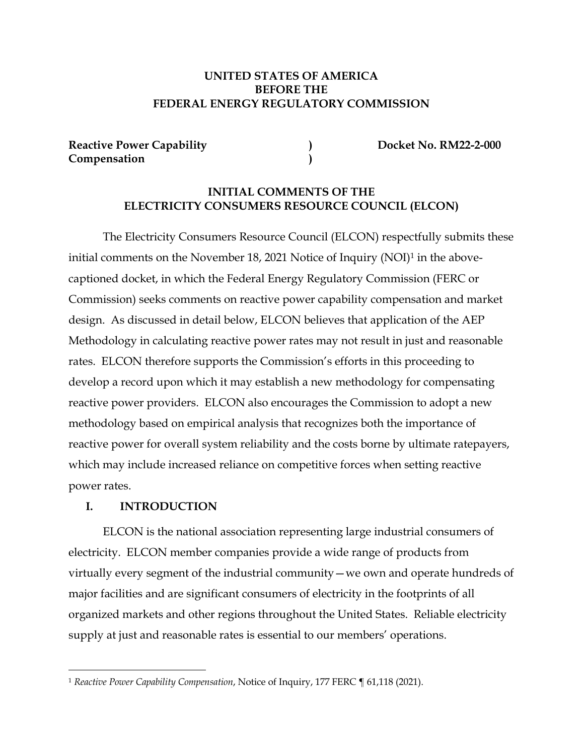**UNITED STATES OF AMERICA**
**BEFORE THE**
**FEDERAL ENERGY REGULATORY COMMISSION**

| | | |
|---|---|---|
| **Reactive Power Capability Compensation** | **)** **)** | **Docket No. RM22-2-000** |

**INITIAL COMMENTS OF THE**
**ELECTRICITY CONSUMERS RESOURCE COUNCIL (ELCON)**

The Electricity Consumers Resource Council (ELCON) respectfully submits these initial comments on the November 18, 2021 Notice of Inquiry (NOI)[1] in the above-captioned docket, in which the Federal Energy Regulatory Commission (FERC or Commission) seeks comments on reactive power capability compensation and market design. As discussed in detail below, ELCON believes that application of the AEP Methodology in calculating reactive power rates may not result in just and reasonable rates. ELCON therefore supports the Commission's efforts in this proceeding to develop a record upon which it may establish a new methodology for compensating reactive power providers. ELCON also encourages the Commission to adopt a new methodology based on empirical analysis that recognizes both the importance of reactive power for overall system reliability and the costs borne by ultimate ratepayers, which may include increased reliance on competitive forces when setting reactive power rates.

## I. INTRODUCTION

ELCON is the national association representing large industrial consumers of electricity. ELCON member companies provide a wide range of products from virtually every segment of the industrial community—we own and operate hundreds of major facilities and are significant consumers of electricity in the footprints of all organized markets and other regions throughout the United States. Reliable electricity supply at just and reasonable rates is essential to our members' operations.

---

[1] *Reactive Power Capability Compensation*, Notice of Inquiry, 177 FERC ¶ 61,118 (2021).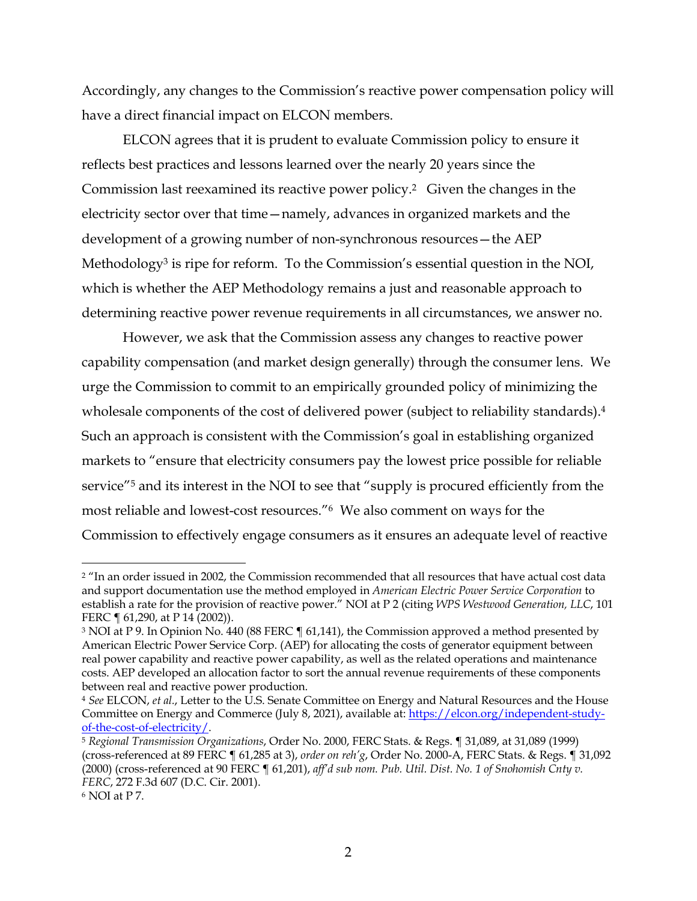Accordingly, any changes to the Commission's reactive power compensation policy will have a direct financial impact on ELCON members.

ELCON agrees that it is prudent to evaluate Commission policy to ensure it reflects best practices and lessons learned over the nearly 20 years since the Commission last reexamined its reactive power policy.[2] Given the changes in the electricity sector over that time—namely, advances in organized markets and the development of a growing number of non-synchronous resources—the AEP Methodology[3] is ripe for reform. To the Commission's essential question in the NOI, which is whether the AEP Methodology remains a just and reasonable approach to determining reactive power revenue requirements in all circumstances, we answer no.

However, we ask that the Commission assess any changes to reactive power capability compensation (and market design generally) through the consumer lens. We urge the Commission to commit to an empirically grounded policy of minimizing the wholesale components of the cost of delivered power (subject to reliability standards).[4] Such an approach is consistent with the Commission's goal in establishing organized markets to "ensure that electricity consumers pay the lowest price possible for reliable service"[5] and its interest in the NOI to see that "supply is procured efficiently from the most reliable and lowest-cost resources."[6] We also comment on ways for the Commission to effectively engage consumers as it ensures an adequate level of reactive

---

[2] "In an order issued in 2002, the Commission recommended that all resources that have actual cost data and support documentation use the method employed in *American Electric Power Service Corporation* to establish a rate for the provision of reactive power." NOI at P 2 (citing *WPS Westwood Generation, LLC*, 101 FERC ¶ 61,290, at P 14 (2002)).

[3] NOI at P 9. In Opinion No. 440 (88 FERC ¶ 61,141), the Commission approved a method presented by American Electric Power Service Corp. (AEP) for allocating the costs of generator equipment between real power capability and reactive power capability, as well as the related operations and maintenance costs. AEP developed an allocation factor to sort the annual revenue requirements of these components between real and reactive power production.

[4] *See* ELCON, *et al.*, Letter to the U.S. Senate Committee on Energy and Natural Resources and the House Committee on Energy and Commerce (July 8, 2021), available at: [https://elcon.org/independent-study-of-the-cost-of-electricity/](https://elcon.org/independent-study-of-the-cost-of-electricity/).

[5] *Regional Transmission Organizations*, Order No. 2000, FERC Stats. & Regs. ¶ 31,089, at 31,089 (1999) (cross-referenced at 89 FERC ¶ 61,285 at 3), *order on reh'g*, Order No. 2000-A, FERC Stats. & Regs. ¶ 31,092 (2000) (cross-referenced at 90 FERC ¶ 61,201), *aff'd sub nom. Pub. Util. Dist. No. 1 of Snohomish Cnty v. FERC*, 272 F.3d 607 (D.C. Cir. 2001).

[6] NOI at P 7.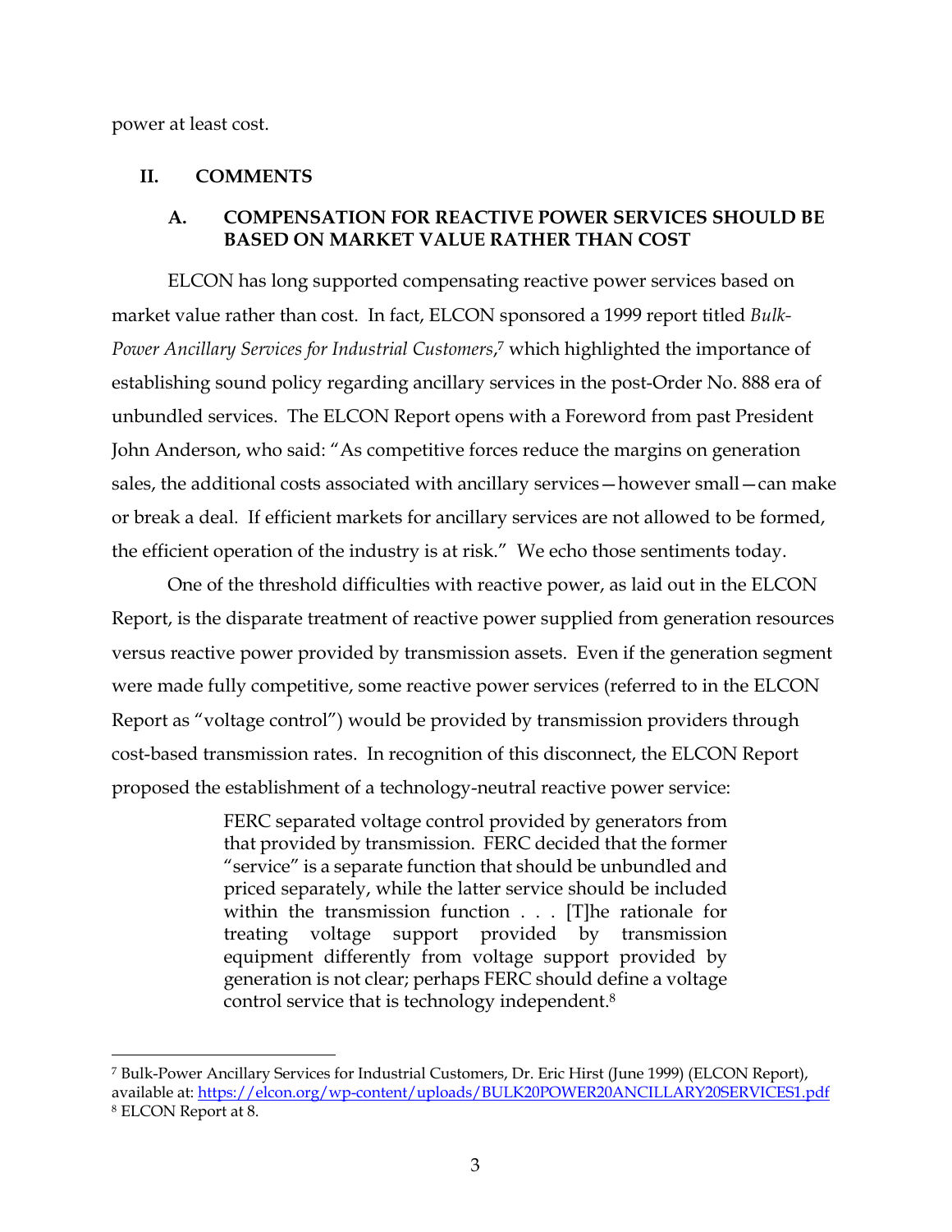power at least cost.

## II. COMMENTS

### A. COMPENSATION FOR REACTIVE POWER SERVICES SHOULD BE BASED ON MARKET VALUE RATHER THAN COST

ELCON has long supported compensating reactive power services based on market value rather than cost. In fact, ELCON sponsored a 1999 report titled *Bulk-Power Ancillary Services for Industrial Customers*,[7] which highlighted the importance of establishing sound policy regarding ancillary services in the post-Order No. 888 era of unbundled services. The ELCON Report opens with a Foreword from past President John Anderson, who said: "As competitive forces reduce the margins on generation sales, the additional costs associated with ancillary services—however small—can make or break a deal. If efficient markets for ancillary services are not allowed to be formed, the efficient operation of the industry is at risk." We echo those sentiments today.

One of the threshold difficulties with reactive power, as laid out in the ELCON Report, is the disparate treatment of reactive power supplied from generation resources versus reactive power provided by transmission assets. Even if the generation segment were made fully competitive, some reactive power services (referred to in the ELCON Report as "voltage control") would be provided by transmission providers through cost-based transmission rates. In recognition of this disconnect, the ELCON Report proposed the establishment of a technology-neutral reactive power service:

> FERC separated voltage control provided by generators from that provided by transmission. FERC decided that the former "service" is a separate function that should be unbundled and priced separately, while the latter service should be included within the transmission function . . . [T]he rationale for treating voltage support provided by transmission equipment differently from voltage support provided by generation is not clear; perhaps FERC should define a voltage control service that is technology independent.[8]

---

[7] Bulk-Power Ancillary Services for Industrial Customers, Dr. Eric Hirst (June 1999) (ELCON Report), available at: https://elcon.org/wp-content/uploads/BULK20POWER20ANCILLARY20SERVICES1.pdf

[8] ELCON Report at 8.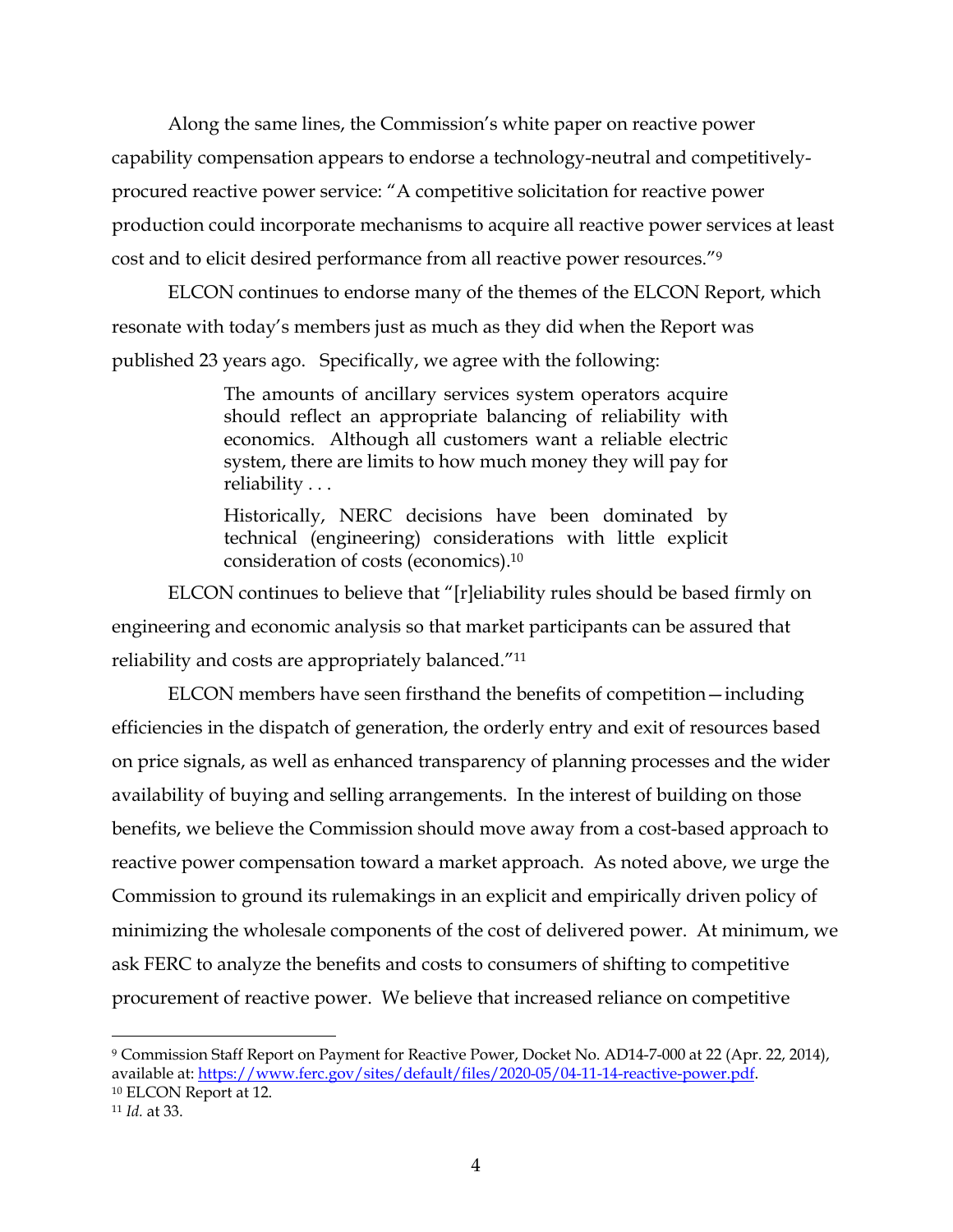Along the same lines, the Commission's white paper on reactive power capability compensation appears to endorse a technology-neutral and competitively-procured reactive power service: "A competitive solicitation for reactive power production could incorporate mechanisms to acquire all reactive power services at least cost and to elicit desired performance from all reactive power resources."[9]

ELCON continues to endorse many of the themes of the ELCON Report, which resonate with today's members just as much as they did when the Report was published 23 years ago. Specifically, we agree with the following:

> The amounts of ancillary services system operators acquire should reflect an appropriate balancing of reliability with economics. Although all customers want a reliable electric system, there are limits to how much money they will pay for reliability . . .
>
> Historically, NERC decisions have been dominated by technical (engineering) considerations with little explicit consideration of costs (economics).[10]

ELCON continues to believe that "[r]eliability rules should be based firmly on engineering and economic analysis so that market participants can be assured that reliability and costs are appropriately balanced."[11]

ELCON members have seen firsthand the benefits of competition—including efficiencies in the dispatch of generation, the orderly entry and exit of resources based on price signals, as well as enhanced transparency of planning processes and the wider availability of buying and selling arrangements. In the interest of building on those benefits, we believe the Commission should move away from a cost-based approach to reactive power compensation toward a market approach. As noted above, we urge the Commission to ground its rulemakings in an explicit and empirically driven policy of minimizing the wholesale components of the cost of delivered power. At minimum, we ask FERC to analyze the benefits and costs to consumers of shifting to competitive procurement of reactive power. We believe that increased reliance on competitive

---

[9] Commission Staff Report on Payment for Reactive Power, Docket No. AD14-7-000 at 22 (Apr. 22, 2014), available at: https://www.ferc.gov/sites/default/files/2020-05/04-11-14-reactive-power.pdf.

[10] ELCON Report at 12.

[11] *Id.* at 33.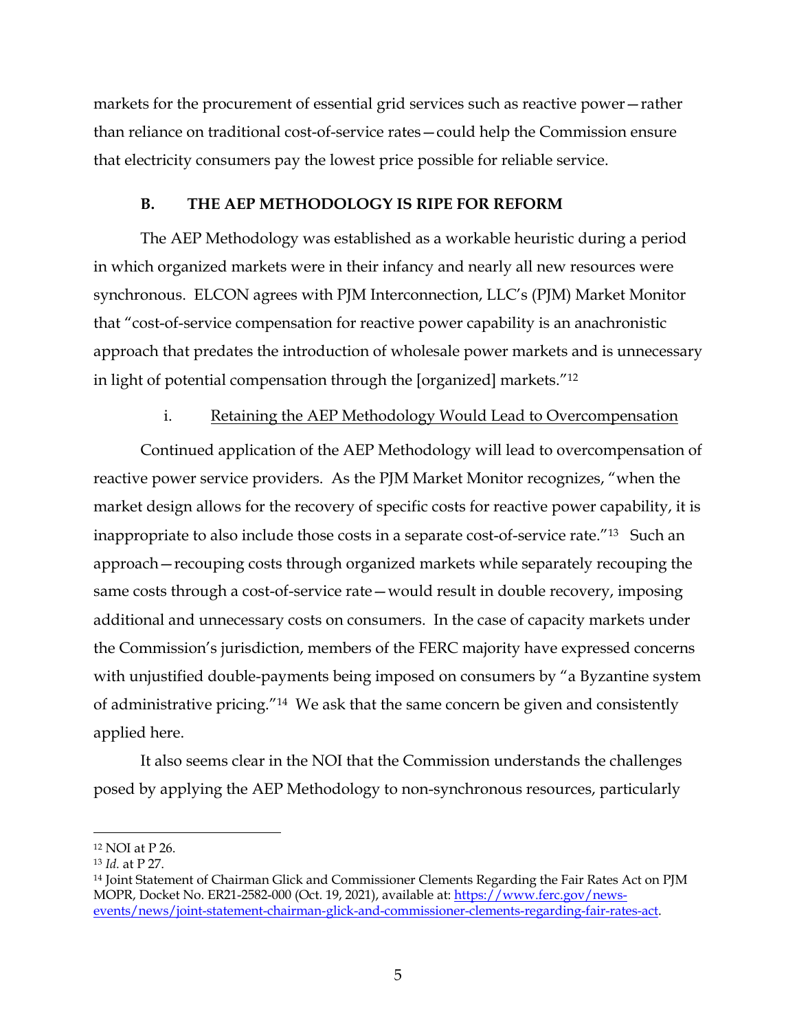markets for the procurement of essential grid services such as reactive power—rather than reliance on traditional cost-of-service rates—could help the Commission ensure that electricity consumers pay the lowest price possible for reliable service.

### B. THE AEP METHODOLOGY IS RIPE FOR REFORM

The AEP Methodology was established as a workable heuristic during a period in which organized markets were in their infancy and nearly all new resources were synchronous. ELCON agrees with PJM Interconnection, LLC's (PJM) Market Monitor that "cost-of-service compensation for reactive power capability is an anachronistic approach that predates the introduction of wholesale power markets and is unnecessary in light of potential compensation through the [organized] markets."[12]

#### i. Retaining the AEP Methodology Would Lead to Overcompensation

Continued application of the AEP Methodology will lead to overcompensation of reactive power service providers. As the PJM Market Monitor recognizes, "when the market design allows for the recovery of specific costs for reactive power capability, it is inappropriate to also include those costs in a separate cost-of-service rate."[13] Such an approach—recouping costs through organized markets while separately recouping the same costs through a cost-of-service rate—would result in double recovery, imposing additional and unnecessary costs on consumers. In the case of capacity markets under the Commission's jurisdiction, members of the FERC majority have expressed concerns with unjustified double-payments being imposed on consumers by "a Byzantine system of administrative pricing."[14] We ask that the same concern be given and consistently applied here.

It also seems clear in the NOI that the Commission understands the challenges posed by applying the AEP Methodology to non-synchronous resources, particularly

---

[12] NOI at P 26.

[13] *Id.* at P 27.

[14] Joint Statement of Chairman Glick and Commissioner Clements Regarding the Fair Rates Act on PJM MOPR, Docket No. ER21-2582-000 (Oct. 19, 2021), available at: https://www.ferc.gov/news-events/news/joint-statement-chairman-glick-and-commissioner-clements-regarding-fair-rates-act.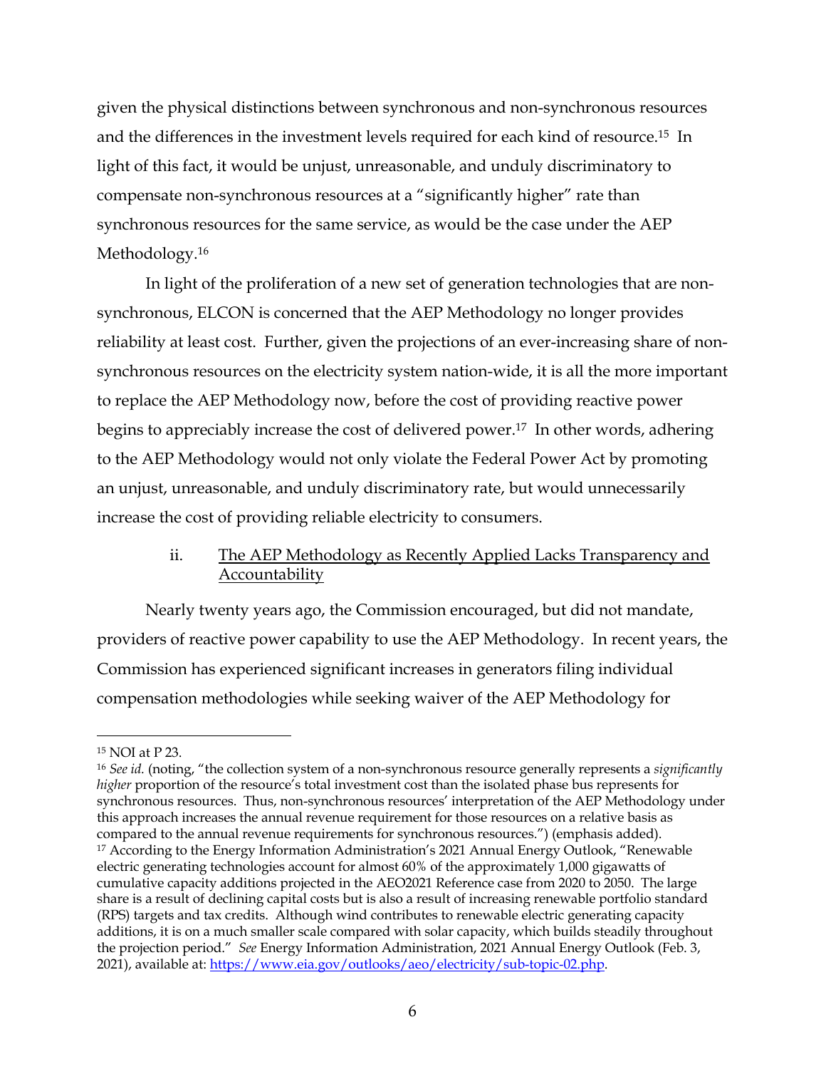given the physical distinctions between synchronous and non-synchronous resources and the differences in the investment levels required for each kind of resource.[15] In light of this fact, it would be unjust, unreasonable, and unduly discriminatory to compensate non-synchronous resources at a "significantly higher" rate than synchronous resources for the same service, as would be the case under the AEP Methodology.[16]

In light of the proliferation of a new set of generation technologies that are non-synchronous, ELCON is concerned that the AEP Methodology no longer provides reliability at least cost. Further, given the projections of an ever-increasing share of non-synchronous resources on the electricity system nation-wide, it is all the more important to replace the AEP Methodology now, before the cost of providing reactive power begins to appreciably increase the cost of delivered power.[17] In other words, adhering to the AEP Methodology would not only violate the Federal Power Act by promoting an unjust, unreasonable, and unduly discriminatory rate, but would unnecessarily increase the cost of providing reliable electricity to consumers.

### ii. <u>The AEP Methodology as Recently Applied Lacks Transparency and Accountability</u>

Nearly twenty years ago, the Commission encouraged, but did not mandate, providers of reactive power capability to use the AEP Methodology. In recent years, the Commission has experienced significant increases in generators filing individual compensation methodologies while seeking waiver of the AEP Methodology for

---

[15] NOI at P 23.

[16] *See id.* (noting, "the collection system of a non-synchronous resource generally represents a *significantly higher* proportion of the resource's total investment cost than the isolated phase bus represents for synchronous resources. Thus, non-synchronous resources' interpretation of the AEP Methodology under this approach increases the annual revenue requirement for those resources on a relative basis as compared to the annual revenue requirements for synchronous resources.") (emphasis added).

[17] According to the Energy Information Administration's 2021 Annual Energy Outlook, "Renewable electric generating technologies account for almost 60% of the approximately 1,000 gigawatts of cumulative capacity additions projected in the AEO2021 Reference case from 2020 to 2050. The large share is a result of declining capital costs but is also a result of increasing renewable portfolio standard (RPS) targets and tax credits. Although wind contributes to renewable electric generating capacity additions, it is on a much smaller scale compared with solar capacity, which builds steadily throughout the projection period." *See* Energy Information Administration, 2021 Annual Energy Outlook (Feb. 3, 2021), available at: https://www.eia.gov/outlooks/aeo/electricity/sub-topic-02.php.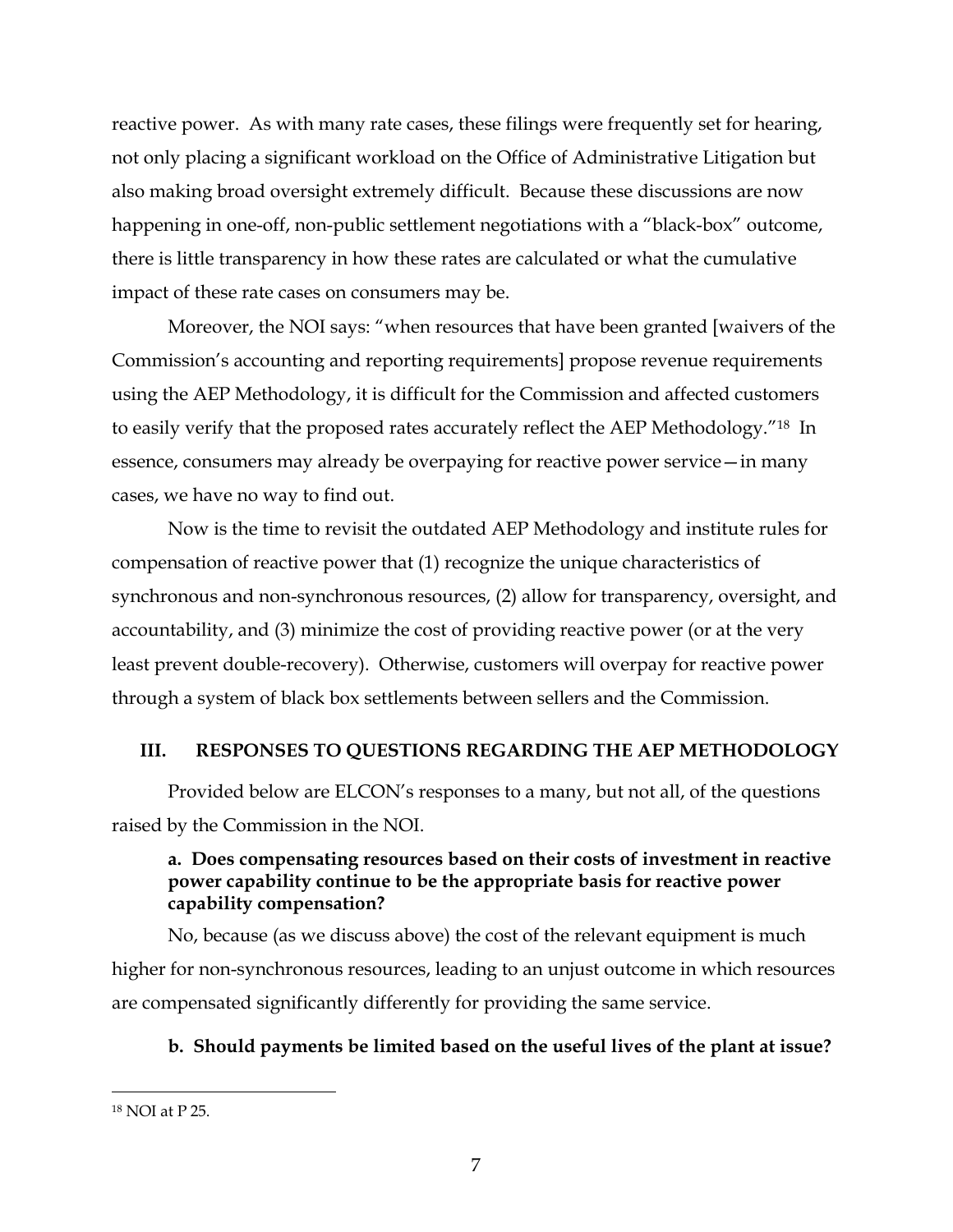reactive power. As with many rate cases, these filings were frequently set for hearing, not only placing a significant workload on the Office of Administrative Litigation but also making broad oversight extremely difficult. Because these discussions are now happening in one-off, non-public settlement negotiations with a "black-box" outcome, there is little transparency in how these rates are calculated or what the cumulative impact of these rate cases on consumers may be.

Moreover, the NOI says: "when resources that have been granted [waivers of the Commission's accounting and reporting requirements] propose revenue requirements using the AEP Methodology, it is difficult for the Commission and affected customers to easily verify that the proposed rates accurately reflect the AEP Methodology."[18] In essence, consumers may already be overpaying for reactive power service—in many cases, we have no way to find out.

Now is the time to revisit the outdated AEP Methodology and institute rules for compensation of reactive power that (1) recognize the unique characteristics of synchronous and non-synchronous resources, (2) allow for transparency, oversight, and accountability, and (3) minimize the cost of providing reactive power (or at the very least prevent double-recovery). Otherwise, customers will overpay for reactive power through a system of black box settlements between sellers and the Commission.

## III. RESPONSES TO QUESTIONS REGARDING THE AEP METHODOLOGY

Provided below are ELCON's responses to a many, but not all, of the questions raised by the Commission in the NOI.

### a. Does compensating resources based on their costs of investment in reactive power capability continue to be the appropriate basis for reactive power capability compensation?

No, because (as we discuss above) the cost of the relevant equipment is much higher for non-synchronous resources, leading to an unjust outcome in which resources are compensated significantly differently for providing the same service.

### b. Should payments be limited based on the useful lives of the plant at issue?

---

[18] NOI at P 25.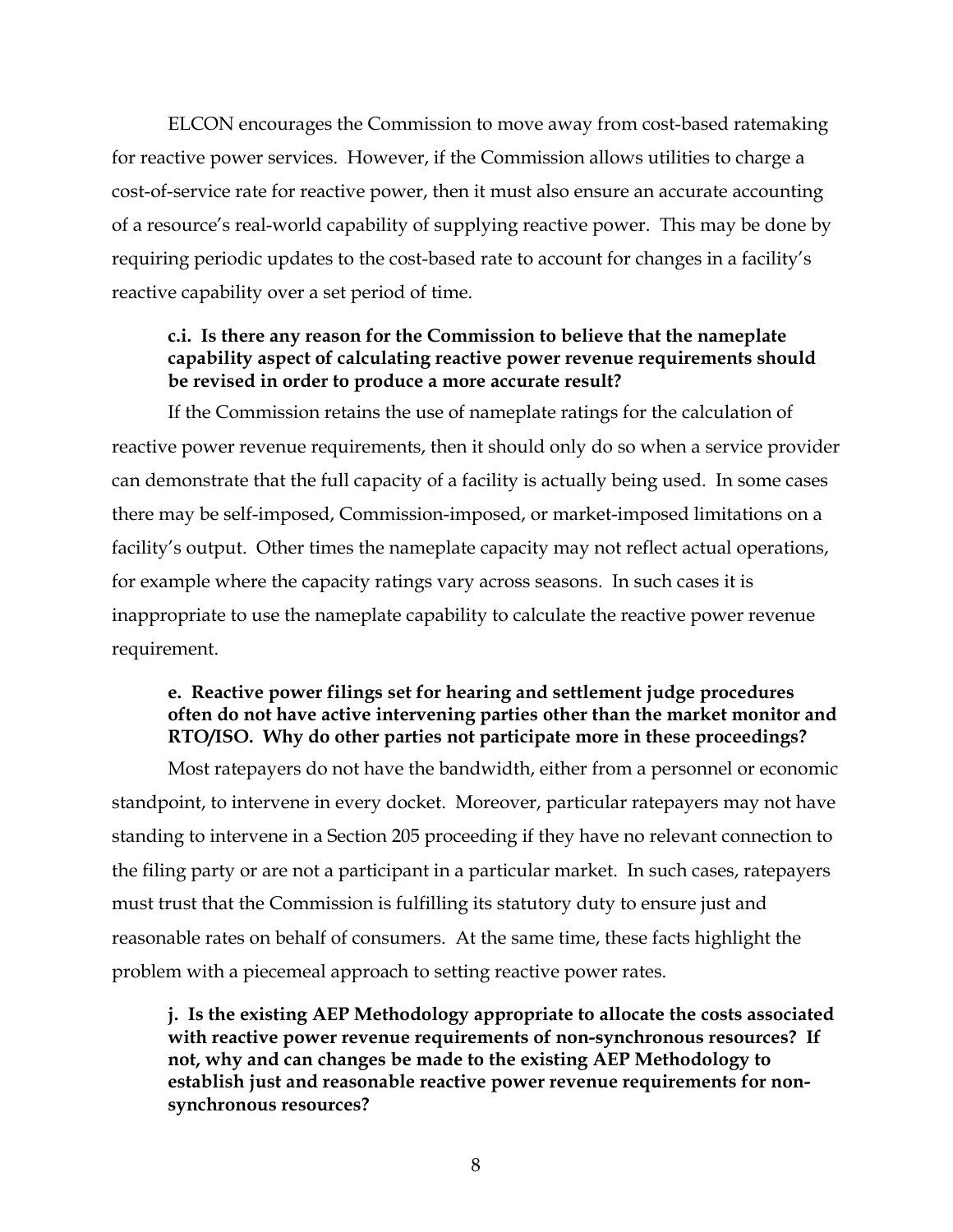ELCON encourages the Commission to move away from cost-based ratemaking for reactive power services. However, if the Commission allows utilities to charge a cost-of-service rate for reactive power, then it must also ensure an accurate accounting of a resource's real-world capability of supplying reactive power. This may be done by requiring periodic updates to the cost-based rate to account for changes in a facility's reactive capability over a set period of time.

**c.i. Is there any reason for the Commission to believe that the nameplate capability aspect of calculating reactive power revenue requirements should be revised in order to produce a more accurate result?**

If the Commission retains the use of nameplate ratings for the calculation of reactive power revenue requirements, then it should only do so when a service provider can demonstrate that the full capacity of a facility is actually being used. In some cases there may be self-imposed, Commission-imposed, or market-imposed limitations on a facility's output. Other times the nameplate capacity may not reflect actual operations, for example where the capacity ratings vary across seasons. In such cases it is inappropriate to use the nameplate capability to calculate the reactive power revenue requirement.

**e. Reactive power filings set for hearing and settlement judge procedures often do not have active intervening parties other than the market monitor and RTO/ISO. Why do other parties not participate more in these proceedings?**

Most ratepayers do not have the bandwidth, either from a personnel or economic standpoint, to intervene in every docket. Moreover, particular ratepayers may not have standing to intervene in a Section 205 proceeding if they have no relevant connection to the filing party or are not a participant in a particular market. In such cases, ratepayers must trust that the Commission is fulfilling its statutory duty to ensure just and reasonable rates on behalf of consumers. At the same time, these facts highlight the problem with a piecemeal approach to setting reactive power rates.

**j. Is the existing AEP Methodology appropriate to allocate the costs associated with reactive power revenue requirements of non-synchronous resources? If not, why and can changes be made to the existing AEP Methodology to establish just and reasonable reactive power revenue requirements for non-synchronous resources?**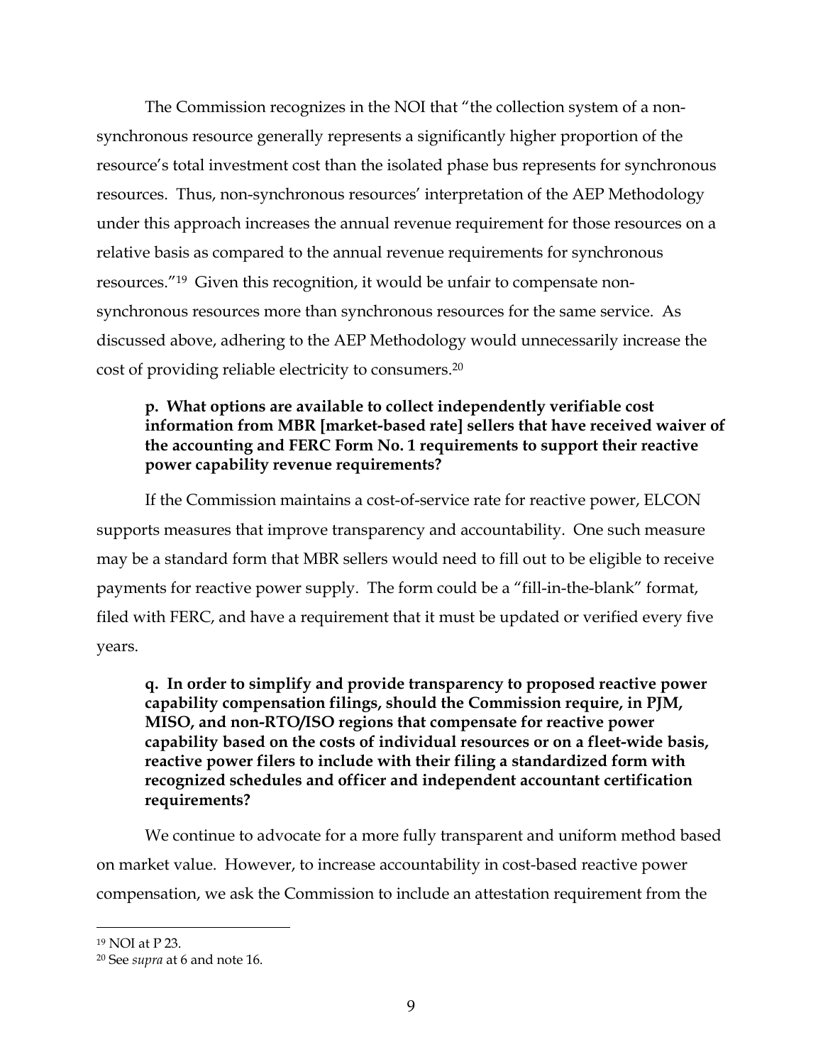The Commission recognizes in the NOI that "the collection system of a non-synchronous resource generally represents a significantly higher proportion of the resource's total investment cost than the isolated phase bus represents for synchronous resources. Thus, non-synchronous resources' interpretation of the AEP Methodology under this approach increases the annual revenue requirement for those resources on a relative basis as compared to the annual revenue requirements for synchronous resources."[19] Given this recognition, it would be unfair to compensate non-synchronous resources more than synchronous resources for the same service. As discussed above, adhering to the AEP Methodology would unnecessarily increase the cost of providing reliable electricity to consumers.[20]

> **p. What options are available to collect independently verifiable cost information from MBR [market-based rate] sellers that have received waiver of the accounting and FERC Form No. 1 requirements to support their reactive power capability revenue requirements?**

If the Commission maintains a cost-of-service rate for reactive power, ELCON supports measures that improve transparency and accountability. One such measure may be a standard form that MBR sellers would need to fill out to be eligible to receive payments for reactive power supply. The form could be a "fill-in-the-blank" format, filed with FERC, and have a requirement that it must be updated or verified every five years.

> **q. In order to simplify and provide transparency to proposed reactive power capability compensation filings, should the Commission require, in PJM, MISO, and non-RTO/ISO regions that compensate for reactive power capability based on the costs of individual resources or on a fleet-wide basis, reactive power filers to include with their filing a standardized form with recognized schedules and officer and independent accountant certification requirements?**

We continue to advocate for a more fully transparent and uniform method based on market value. However, to increase accountability in cost-based reactive power compensation, we ask the Commission to include an attestation requirement from the

---

[19] NOI at P 23.

[20] See *supra* at 6 and note 16.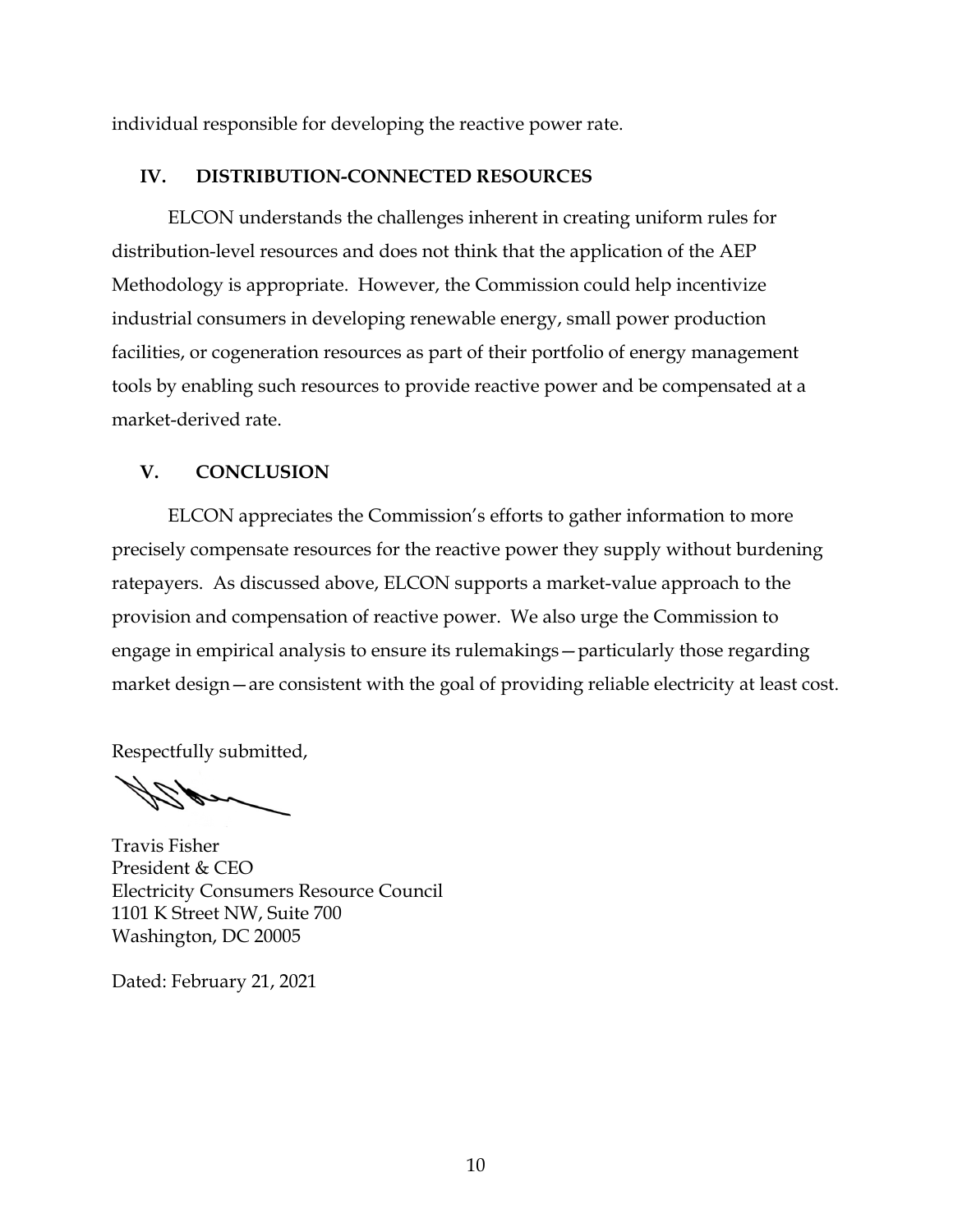individual responsible for developing the reactive power rate.

## IV. DISTRIBUTION-CONNECTED RESOURCES

ELCON understands the challenges inherent in creating uniform rules for distribution-level resources and does not think that the application of the AEP Methodology is appropriate. However, the Commission could help incentivize industrial consumers in developing renewable energy, small power production facilities, or cogeneration resources as part of their portfolio of energy management tools by enabling such resources to provide reactive power and be compensated at a market-derived rate.

## V. CONCLUSION

ELCON appreciates the Commission's efforts to gather information to more precisely compensate resources for the reactive power they supply without burdening ratepayers. As discussed above, ELCON supports a market-value approach to the provision and compensation of reactive power. We also urge the Commission to engage in empirical analysis to ensure its rulemakings—particularly those regarding market design—are consistent with the goal of providing reliable electricity at least cost.

Respectfully submitted,

Travis Fisher
President & CEO
Electricity Consumers Resource Council
1101 K Street NW, Suite 700
Washington, DC 20005

Dated: February 21, 2021